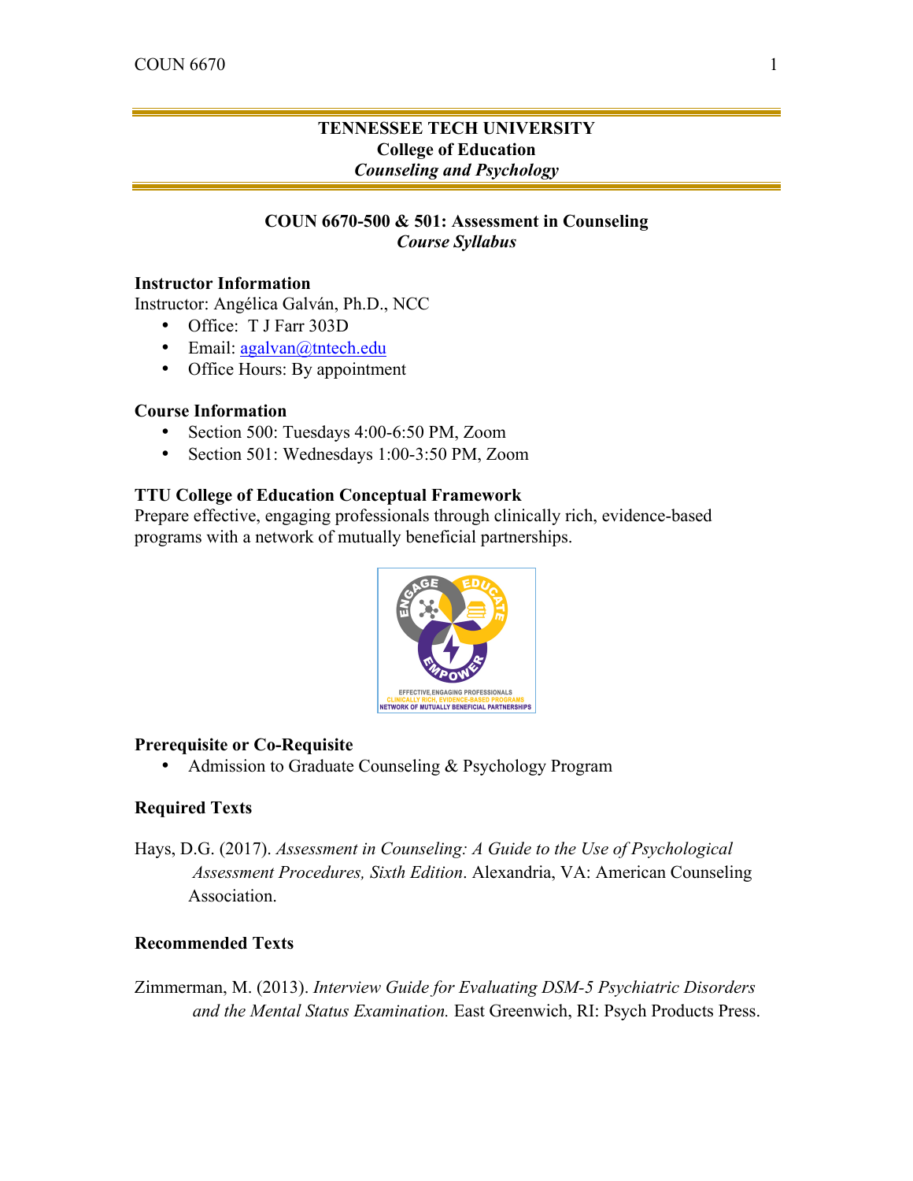**TENNESSEE TECH UNIVERSITY**
**College of Education**
***Counseling and Psychology***

# COUN 6670-500 & 501: Assessment in Counseling
***Course Syllabus***

### Instructor Information

Instructor: Angélica Galván, Ph.D., NCC

- Office: T J Farr 303D
- Email: agalvan@tntech.edu
- Office Hours: By appointment

### Course Information

- Section 500: Tuesdays 4:00-6:50 PM, Zoom
- Section 501: Wednesdays 1:00-3:50 PM, Zoom

### TTU College of Education Conceptual Framework

Prepare effective, engaging professionals through clinically rich, evidence-based programs with a network of mutually beneficial partnerships.

### Prerequisite or Co-Requisite

- Admission to Graduate Counseling & Psychology Program

### Required Texts

Hays, D.G. (2017). *Assessment in Counseling: A Guide to the Use of Psychological Assessment Procedures, Sixth Edition*. Alexandria, VA: American Counseling Association.

### Recommended Texts

Zimmerman, M. (2013). *Interview Guide for Evaluating DSM-5 Psychiatric Disorders and the Mental Status Examination.* East Greenwich, RI: Psych Products Press.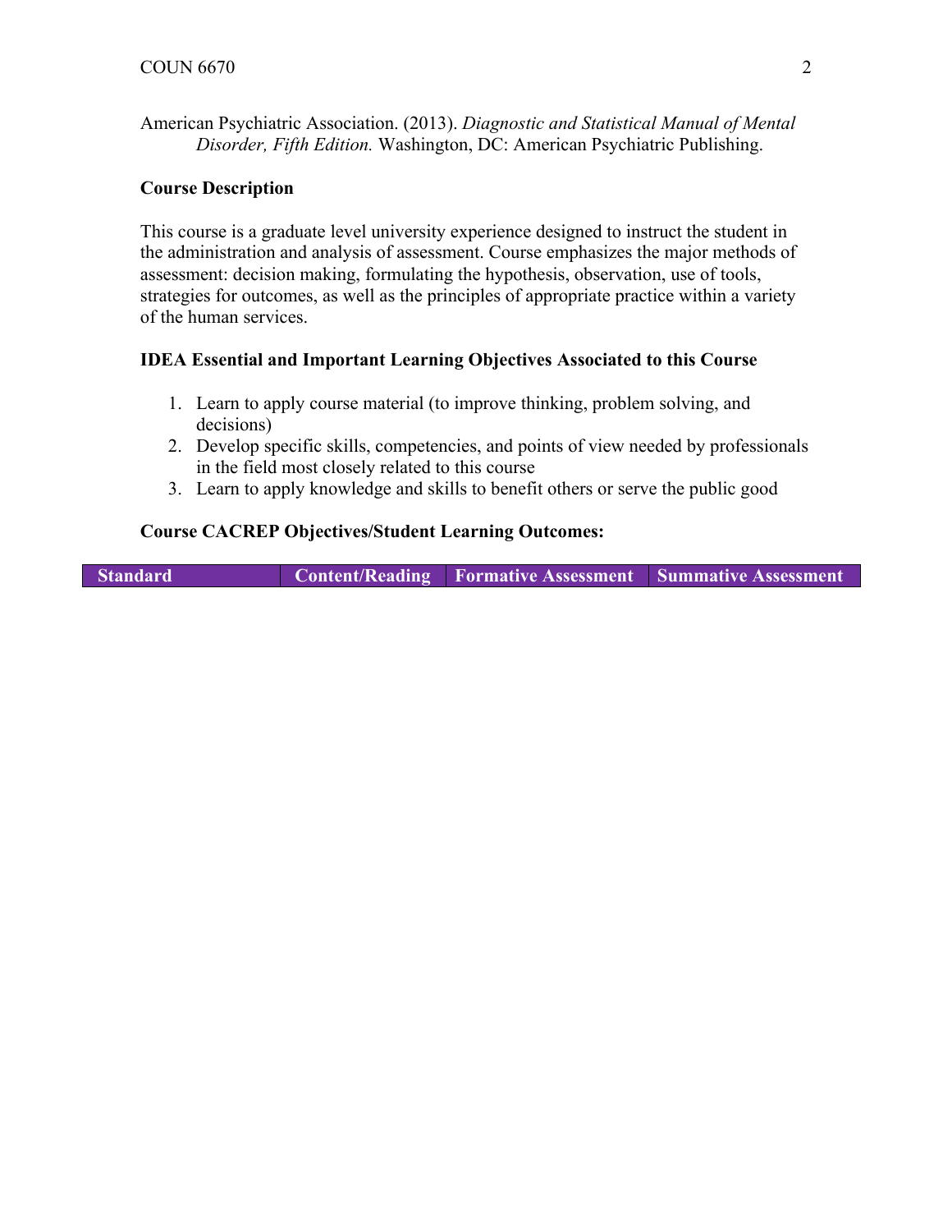American Psychiatric Association. (2013). *Diagnostic and Statistical Manual of Mental Disorder, Fifth Edition.* Washington, DC: American Psychiatric Publishing.

**Course Description**

This course is a graduate level university experience designed to instruct the student in the administration and analysis of assessment. Course emphasizes the major methods of assessment: decision making, formulating the hypothesis, observation, use of tools, strategies for outcomes, as well as the principles of appropriate practice within a variety of the human services.

**IDEA Essential and Important Learning Objectives Associated to this Course**

1. Learn to apply course material (to improve thinking, problem solving, and decisions)
2. Develop specific skills, competencies, and points of view needed by professionals in the field most closely related to this course
3. Learn to apply knowledge and skills to benefit others or serve the public good

**Course CACREP Objectives/Student Learning Outcomes:**

| Standard | Content/Reading | Formative Assessment | Summative Assessment |
| --- | --- | --- | --- |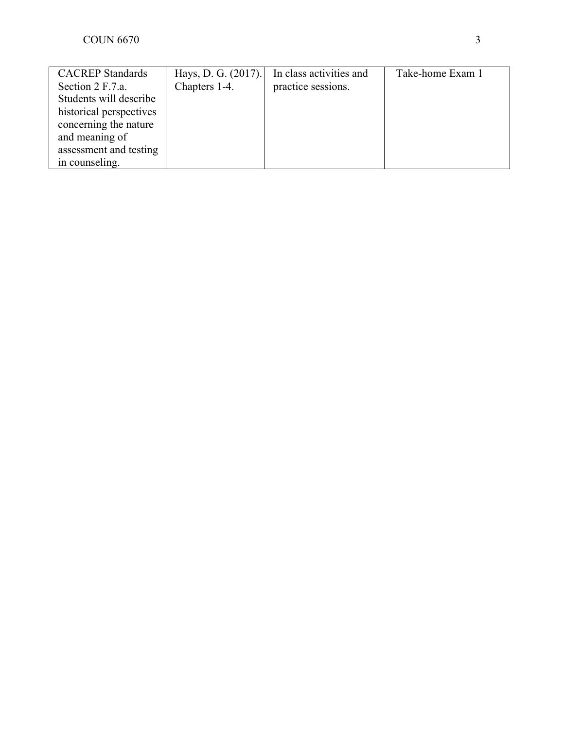| CACREP Standards Section 2 F.7.a. Students will describe historical perspectives concerning the nature and meaning of assessment and testing in counseling. | Hays, D. G. (2017). Chapters 1-4. | In class activities and practice sessions. | Take-home Exam 1 |
|---|---|---|---|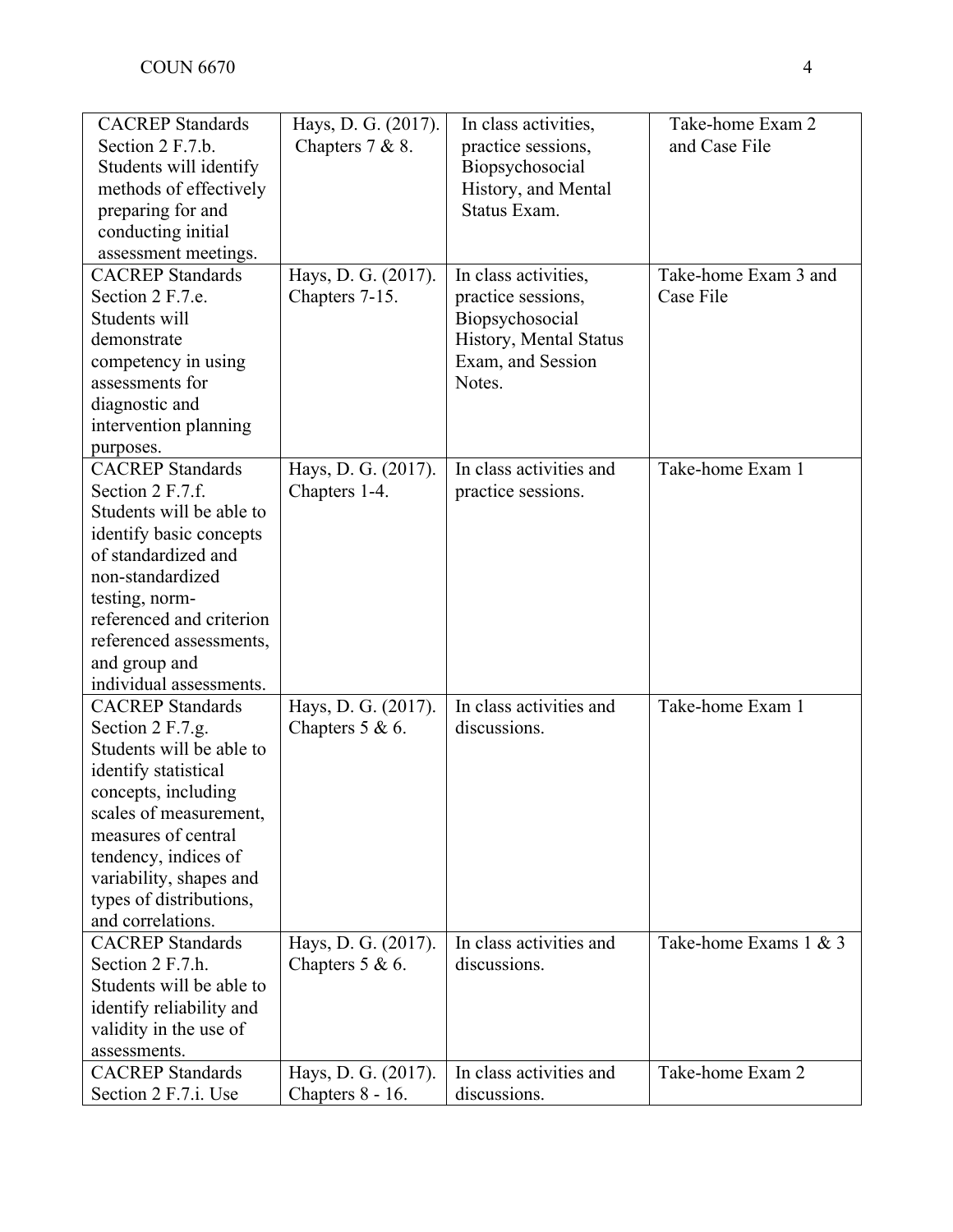| | | | |
|---|---|---|---|
| CACREP Standards Section 2 F.7.b. Students will identify methods of effectively preparing for and conducting initial assessment meetings. | Hays, D. G. (2017). Chapters 7 & 8. | In class activities, practice sessions, Biopsychosocial History, and Mental Status Exam. | Take-home Exam 2 and Case File |
| CACREP Standards Section 2 F.7.e. Students will demonstrate competency in using assessments for diagnostic and intervention planning purposes. | Hays, D. G. (2017). Chapters 7-15. | In class activities, practice sessions, Biopsychosocial History, Mental Status Exam, and Session Notes. | Take-home Exam 3 and Case File |
| CACREP Standards Section 2 F.7.f. Students will be able to identify basic concepts of standardized and non-standardized testing, norm-referenced and criterion referenced assessments, and group and individual assessments. | Hays, D. G. (2017). Chapters 1-4. | In class activities and practice sessions. | Take-home Exam 1 |
| CACREP Standards Section 2 F.7.g. Students will be able to identify statistical concepts, including scales of measurement, measures of central tendency, indices of variability, shapes and types of distributions, and correlations. | Hays, D. G. (2017). Chapters 5 & 6. | In class activities and discussions. | Take-home Exam 1 |
| CACREP Standards Section 2 F.7.h. Students will be able to identify reliability and validity in the use of assessments. | Hays, D. G. (2017). Chapters 5 & 6. | In class activities and discussions. | Take-home Exams 1 & 3 |
| CACREP Standards Section 2 F.7.i. Use | Hays, D. G. (2017). Chapters 8 - 16. | In class activities and discussions. | Take-home Exam 2 |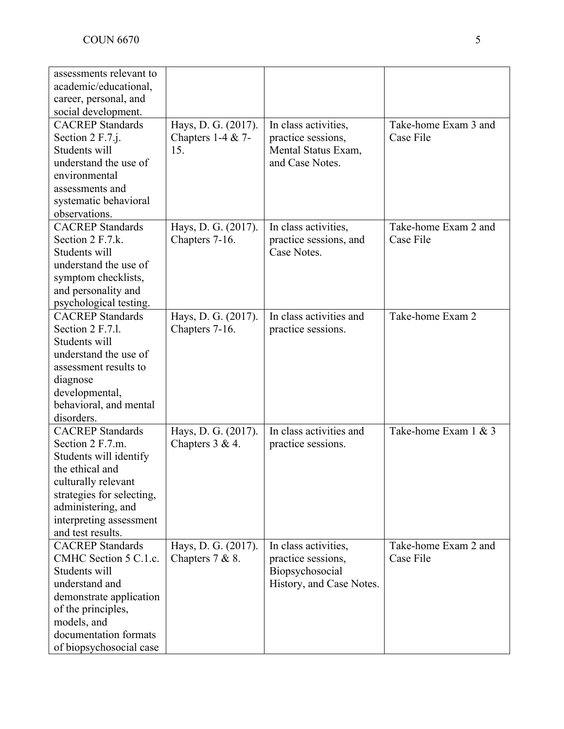| | | | |
|---|---|---|---|
| assessments relevant to academic/educational, career, personal, and social development. | | | |
| CACREP Standards Section 2 F.7.j. Students will understand the use of environmental assessments and systematic behavioral observations. | Hays, D. G. (2017). Chapters 1-4 & 7-15. | In class activities, practice sessions, Mental Status Exam, and Case Notes. | Take-home Exam 3 and Case File |
| CACREP Standards Section 2 F.7.k. Students will understand the use of symptom checklists, and personality and psychological testing. | Hays, D. G. (2017). Chapters 7-16. | In class activities, practice sessions, and Case Notes. | Take-home Exam 2 and Case File |
| CACREP Standards Section 2 F.7.l. Students will understand the use of assessment results to diagnose developmental, behavioral, and mental disorders. | Hays, D. G. (2017). Chapters 7-16. | In class activities and practice sessions. | Take-home Exam 2 |
| CACREP Standards Section 2 F.7.m. Students will identify the ethical and culturally relevant strategies for selecting, administering, and interpreting assessment and test results. | Hays, D. G. (2017). Chapters 3 & 4. | In class activities and practice sessions. | Take-home Exam 1 & 3 |
| CACREP Standards CMHC Section 5 C.1.c. Students will understand and demonstrate application of the principles, models, and documentation formats of biopsychosocial case | Hays, D. G. (2017). Chapters 7 & 8. | In class activities, practice sessions, Biopsychosocial History, and Case Notes. | Take-home Exam 2 and Case File |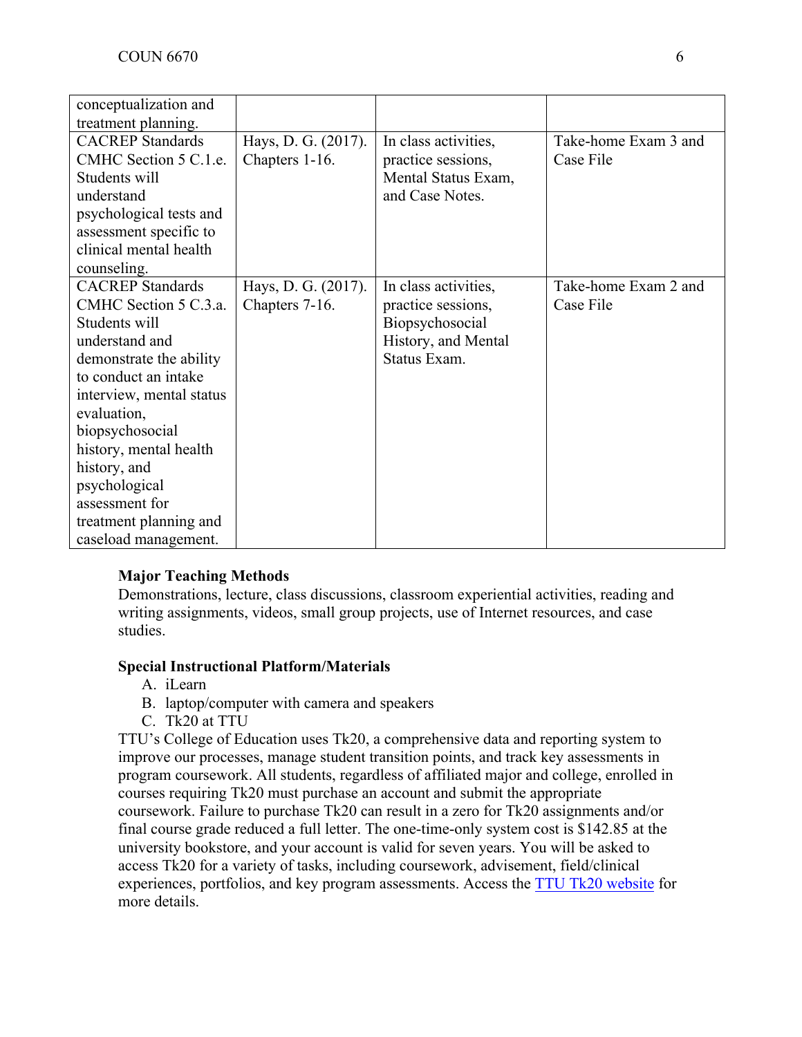| | | | |
|---|---|---|---|
| conceptualization and treatment planning. | | | |
| CACREP Standards CMHC Section 5 C.1.e. Students will understand psychological tests and assessment specific to clinical mental health counseling. | Hays, D. G. (2017). Chapters 1-16. | In class activities, practice sessions, Mental Status Exam, and Case Notes. | Take-home Exam 3 and Case File |
| CACREP Standards CMHC Section 5 C.3.a. Students will understand and demonstrate the ability to conduct an intake interview, mental status evaluation, biopsychosocial history, mental health history, and psychological assessment for treatment planning and caseload management. | Hays, D. G. (2017). Chapters 7-16. | In class activities, practice sessions, Biopsychosocial History, and Mental Status Exam. | Take-home Exam 2 and Case File |

**Major Teaching Methods**

Demonstrations, lecture, class discussions, classroom experiential activities, reading and writing assignments, videos, small group projects, use of Internet resources, and case studies.

**Special Instructional Platform/Materials**

A. iLearn
B. laptop/computer with camera and speakers
C. Tk20 at TTU

TTU's College of Education uses Tk20, a comprehensive data and reporting system to improve our processes, manage student transition points, and track key assessments in program coursework. All students, regardless of affiliated major and college, enrolled in courses requiring Tk20 must purchase an account and submit the appropriate coursework. Failure to purchase Tk20 can result in a zero for Tk20 assignments and/or final course grade reduced a full letter. The one-time-only system cost is $142.85 at the university bookstore, and your account is valid for seven years. You will be asked to access Tk20 for a variety of tasks, including coursework, advisement, field/clinical experiences, portfolios, and key program assessments. Access the TTU Tk20 website for more details.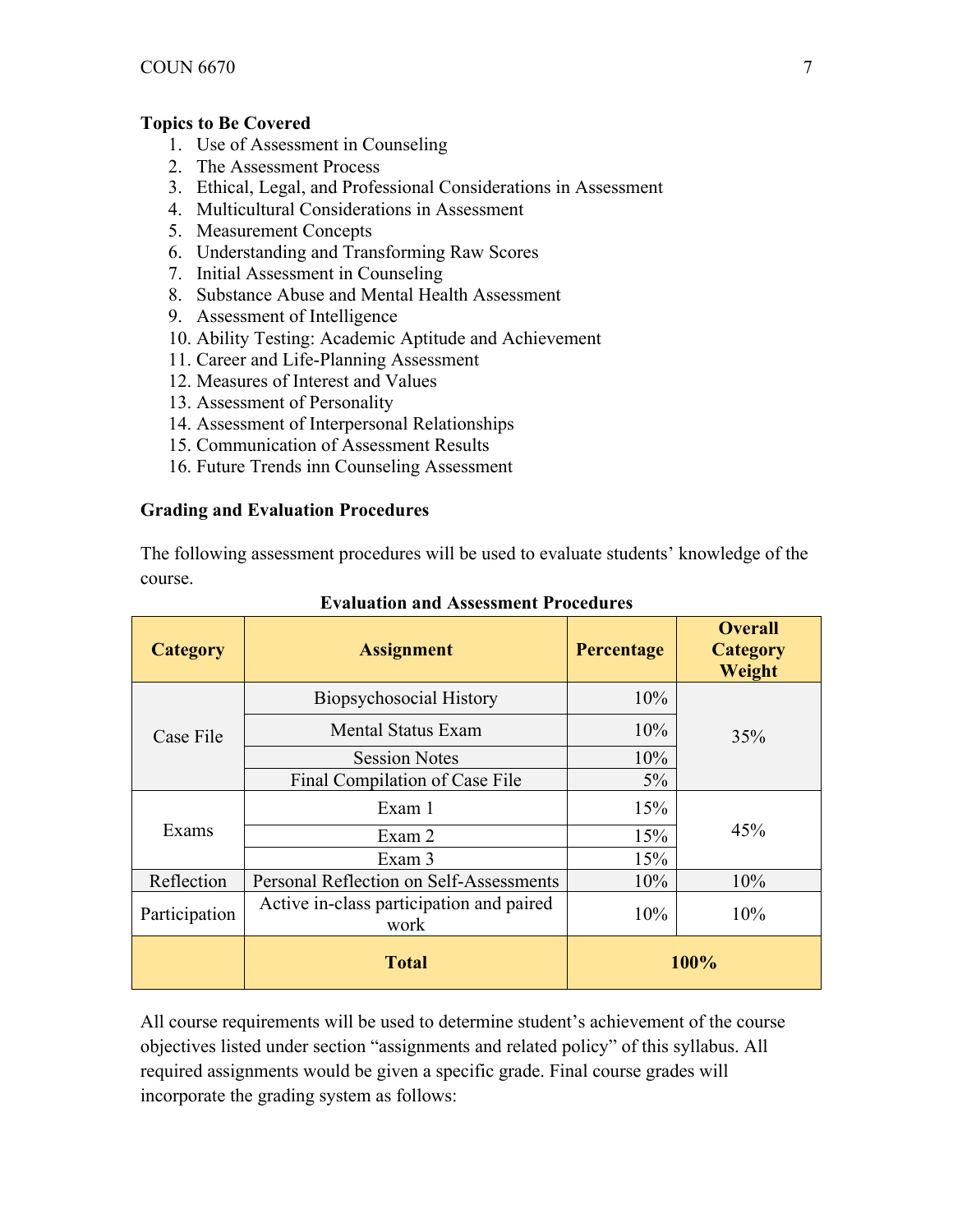**Topics to Be Covered**

1. Use of Assessment in Counseling
2. The Assessment Process
3. Ethical, Legal, and Professional Considerations in Assessment
4. Multicultural Considerations in Assessment
5. Measurement Concepts
6. Understanding and Transforming Raw Scores
7. Initial Assessment in Counseling
8. Substance Abuse and Mental Health Assessment
9. Assessment of Intelligence
10. Ability Testing: Academic Aptitude and Achievement
11. Career and Life-Planning Assessment
12. Measures of Interest and Values
13. Assessment of Personality
14. Assessment of Interpersonal Relationships
15. Communication of Assessment Results
16. Future Trends inn Counseling Assessment

**Grading and Evaluation Procedures**

The following assessment procedures will be used to evaluate students' knowledge of the course.

**Evaluation and Assessment Procedures**

| Category | Assignment | Percentage | Overall Category Weight |
|---|---|---|---|
| Case File | Biopsychosocial History | 10% | 35% |
| | Mental Status Exam | 10% | |
| | Session Notes | 10% | |
| | Final Compilation of Case File | 5% | |
| Exams | Exam 1 | 15% | 45% |
| | Exam 2 | 15% | |
| | Exam 3 | 15% | |
| Reflection | Personal Reflection on Self-Assessments | 10% | 10% |
| Participation | Active in-class participation and paired work | 10% | 10% |
| | **Total** | **100%** | |

All course requirements will be used to determine student's achievement of the course objectives listed under section "assignments and related policy" of this syllabus. All required assignments would be given a specific grade. Final course grades will incorporate the grading system as follows: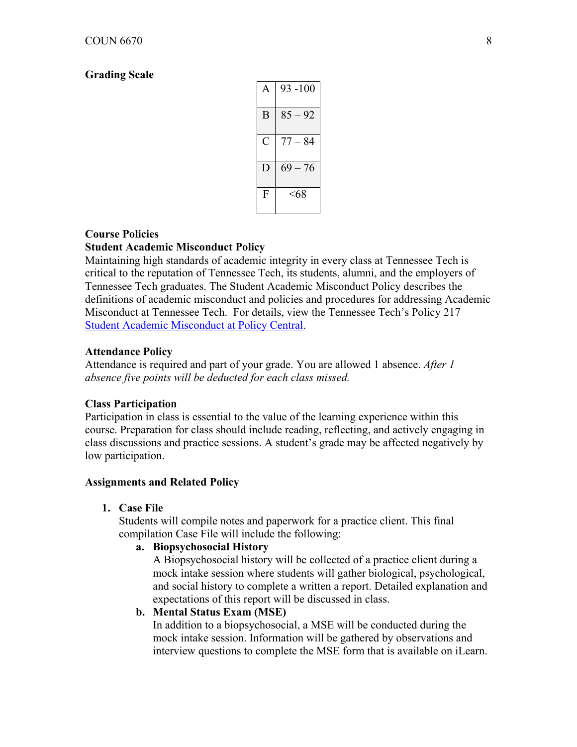**Grading Scale**

| | |
|---|---|
| A | 93 -100 |
| B | 85 – 92 |
| C | 77 – 84 |
| D | 69 – 76 |
| F | <68 |

**Course Policies**

**Student Academic Misconduct Policy**

Maintaining high standards of academic integrity in every class at Tennessee Tech is critical to the reputation of Tennessee Tech, its students, alumni, and the employers of Tennessee Tech graduates. The Student Academic Misconduct Policy describes the definitions of academic misconduct and policies and procedures for addressing Academic Misconduct at Tennessee Tech. For details, view the Tennessee Tech's Policy 217 – [Student Academic Misconduct at Policy Central](#).

**Attendance Policy**

Attendance is required and part of your grade. You are allowed 1 absence. *After 1 absence five points will be deducted for each class missed.*

**Class Participation**

Participation in class is essential to the value of the learning experience within this course. Preparation for class should include reading, reflecting, and actively engaging in class discussions and practice sessions. A student's grade may be affected negatively by low participation.

**Assignments and Related Policy**

1. **Case File**
   Students will compile notes and paperwork for a practice client. This final compilation Case File will include the following:
   a. **Biopsychosocial History**
      A Biopsychosocial history will be collected of a practice client during a mock intake session where students will gather biological, psychological, and social history to complete a written a report. Detailed explanation and expectations of this report will be discussed in class.
   b. **Mental Status Exam (MSE)**
      In addition to a biopsychosocial, a MSE will be conducted during the mock intake session. Information will be gathered by observations and interview questions to complete the MSE form that is available on iLearn.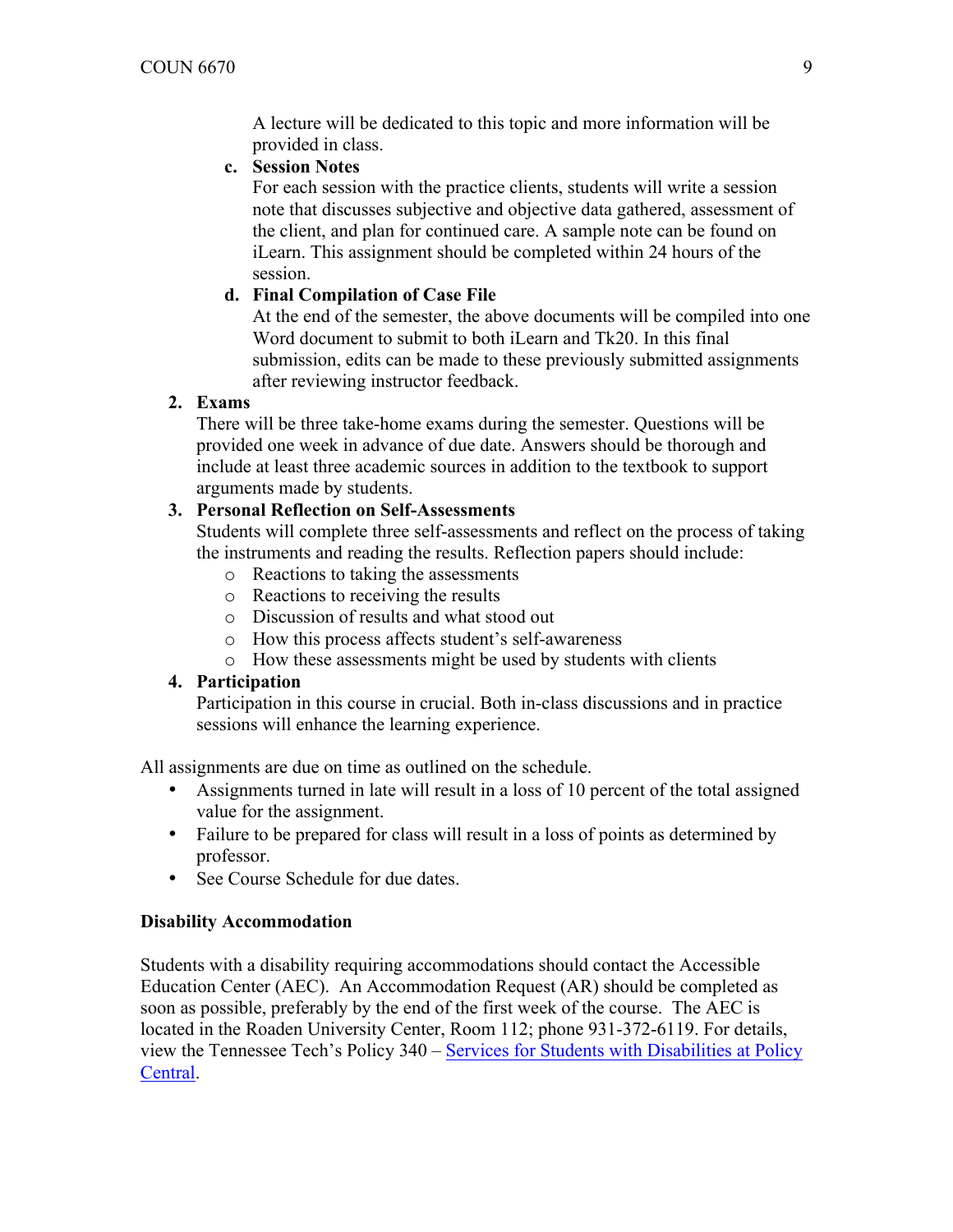A lecture will be dedicated to this topic and more information will be provided in class.

**c. Session Notes**

For each session with the practice clients, students will write a session note that discusses subjective and objective data gathered, assessment of the client, and plan for continued care. A sample note can be found on iLearn. This assignment should be completed within 24 hours of the session.

**d. Final Compilation of Case File**

At the end of the semester, the above documents will be compiled into one Word document to submit to both iLearn and Tk20. In this final submission, edits can be made to these previously submitted assignments after reviewing instructor feedback.

**2. Exams**

There will be three take-home exams during the semester. Questions will be provided one week in advance of due date. Answers should be thorough and include at least three academic sources in addition to the textbook to support arguments made by students.

**3. Personal Reflection on Self-Assessments**

Students will complete three self-assessments and reflect on the process of taking the instruments and reading the results. Reflection papers should include:

- Reactions to taking the assessments
- Reactions to receiving the results
- Discussion of results and what stood out
- How this process affects student's self-awareness
- How these assessments might be used by students with clients

**4. Participation**

Participation in this course in crucial. Both in-class discussions and in practice sessions will enhance the learning experience.

All assignments are due on time as outlined on the schedule.

- Assignments turned in late will result in a loss of 10 percent of the total assigned value for the assignment.
- Failure to be prepared for class will result in a loss of points as determined by professor.
- See Course Schedule for due dates.

**Disability Accommodation**

Students with a disability requiring accommodations should contact the Accessible Education Center (AEC). An Accommodation Request (AR) should be completed as soon as possible, preferably by the end of the first week of the course. The AEC is located in the Roaden University Center, Room 112; phone 931-372-6119. For details, view the Tennessee Tech's Policy 340 – Services for Students with Disabilities at Policy Central.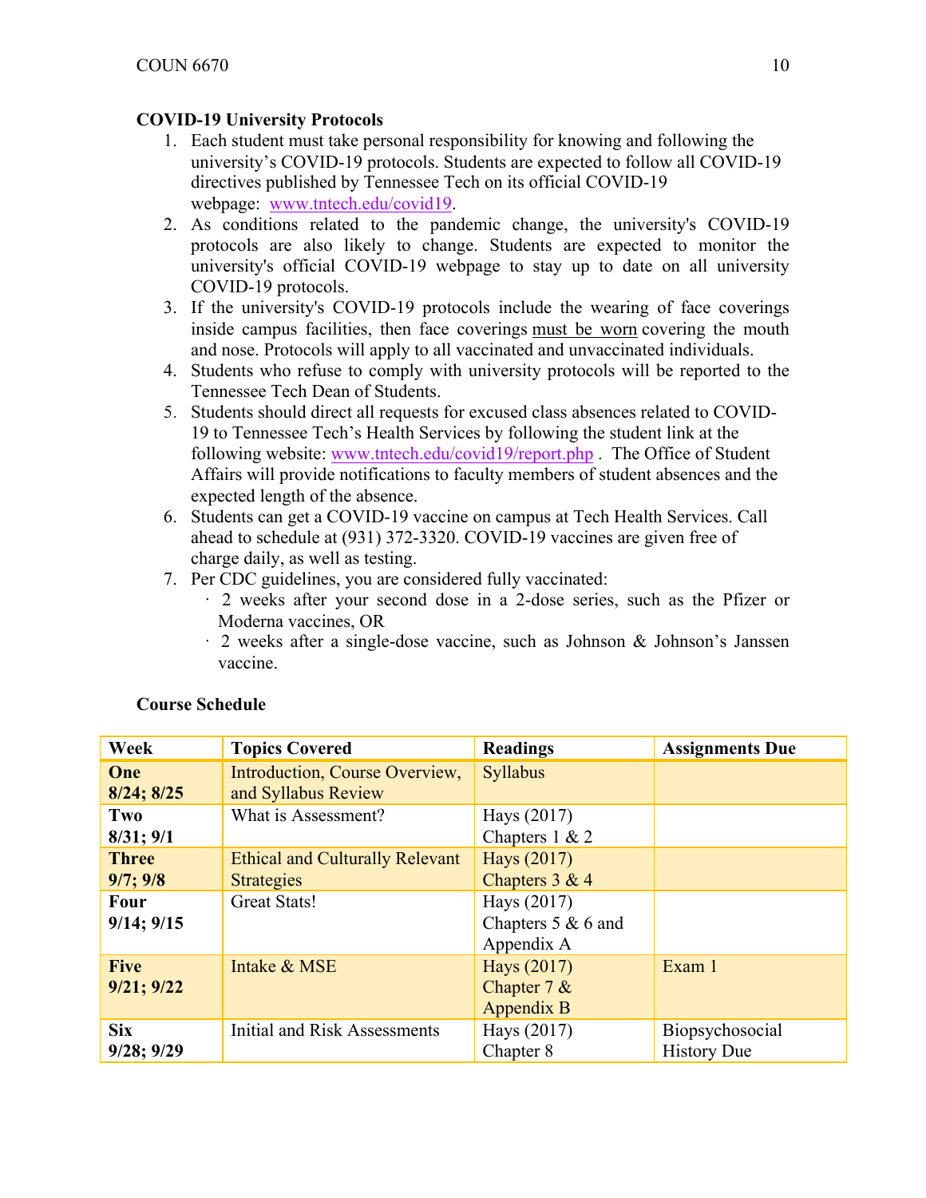**COVID-19 University Protocols**

1. Each student must take personal responsibility for knowing and following the university's COVID-19 protocols. Students are expected to follow all COVID-19 directives published by Tennessee Tech on its official COVID-19 webpage: www.tntech.edu/covid19.
2. As conditions related to the pandemic change, the university's COVID-19 protocols are also likely to change. Students are expected to monitor the university's official COVID-19 webpage to stay up to date on all university COVID-19 protocols.
3. If the university's COVID-19 protocols include the wearing of face coverings inside campus facilities, then face coverings must be worn covering the mouth and nose. Protocols will apply to all vaccinated and unvaccinated individuals.
4. Students who refuse to comply with university protocols will be reported to the Tennessee Tech Dean of Students.
5. Students should direct all requests for excused class absences related to COVID-19 to Tennessee Tech's Health Services by following the student link at the following website: www.tntech.edu/covid19/report.php . The Office of Student Affairs will provide notifications to faculty members of student absences and the expected length of the absence.
6. Students can get a COVID-19 vaccine on campus at Tech Health Services. Call ahead to schedule at (931) 372-3320. COVID-19 vaccines are given free of charge daily, as well as testing.
7. Per CDC guidelines, you are considered fully vaccinated:
   - 2 weeks after your second dose in a 2-dose series, such as the Pfizer or Moderna vaccines, OR
   - 2 weeks after a single-dose vaccine, such as Johnson & Johnson's Janssen vaccine.

**Course Schedule**

| Week | Topics Covered | Readings | Assignments Due |
|---|---|---|---|
| **One**<br>**8/24; 8/25** | Introduction, Course Overview, and Syllabus Review | Syllabus | |
| **Two**<br>**8/31; 9/1** | What is Assessment? | Hays (2017)<br>Chapters 1 & 2 | |
| **Three**<br>**9/7; 9/8** | Ethical and Culturally Relevant Strategies | Hays (2017)<br>Chapters 3 & 4 | |
| **Four**<br>**9/14; 9/15** | Great Stats! | Hays (2017)<br>Chapters 5 & 6 and Appendix A | |
| **Five**<br>**9/21; 9/22** | Intake & MSE | Hays (2017)<br>Chapter 7 & Appendix B | Exam 1 |
| **Six**<br>**9/28; 9/29** | Initial and Risk Assessments | Hays (2017)<br>Chapter 8 | Biopsychosocial History Due |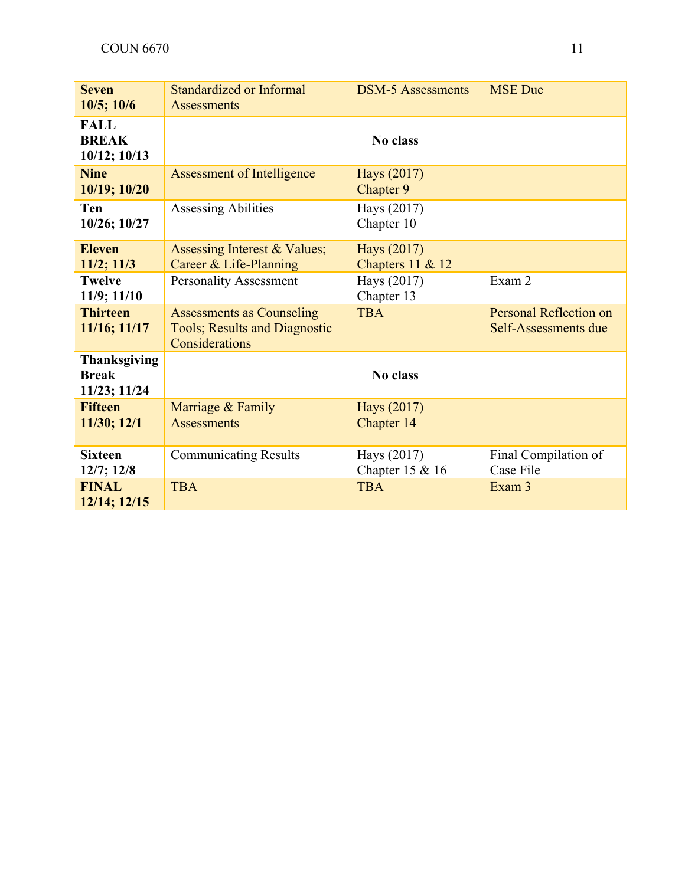| | | | |
|---|---|---|---|
| **Seven 10/5; 10/6** | Standardized or Informal Assessments | DSM-5 Assessments | MSE Due |
| **FALL BREAK 10/12; 10/13** | **No class** | | |
| **Nine 10/19; 10/20** | Assessment of Intelligence | Hays (2017) Chapter 9 | |
| **Ten 10/26; 10/27** | Assessing Abilities | Hays (2017) Chapter 10 | |
| **Eleven 11/2; 11/3** | Assessing Interest & Values; Career & Life-Planning | Hays (2017) Chapters 11 & 12 | |
| **Twelve 11/9; 11/10** | Personality Assessment | Hays (2017) Chapter 13 | Exam 2 |
| **Thirteen 11/16; 11/17** | Assessments as Counseling Tools; Results and Diagnostic Considerations | TBA | Personal Reflection on Self-Assessments due |
| **Thanksgiving Break 11/23; 11/24** | **No class** | | |
| **Fifteen 11/30; 12/1** | Marriage & Family Assessments | Hays (2017) Chapter 14 | |
| **Sixteen 12/7; 12/8** | Communicating Results | Hays (2017) Chapter 15 & 16 | Final Compilation of Case File |
| **FINAL 12/14; 12/15** | TBA | TBA | Exam 3 |